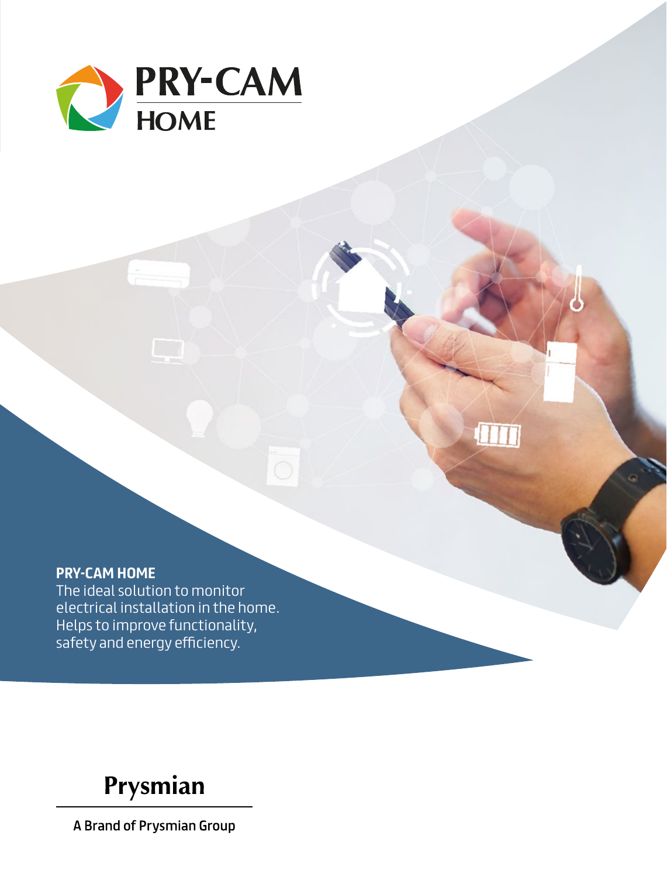# PRY-CAM HOME

**PRY-CAM HOME**

The ideal solution to monitor electrical installation in the home. Helps to improve functionality, safety and energy efficiency.

Prysmian

A Brand of Prysmian Group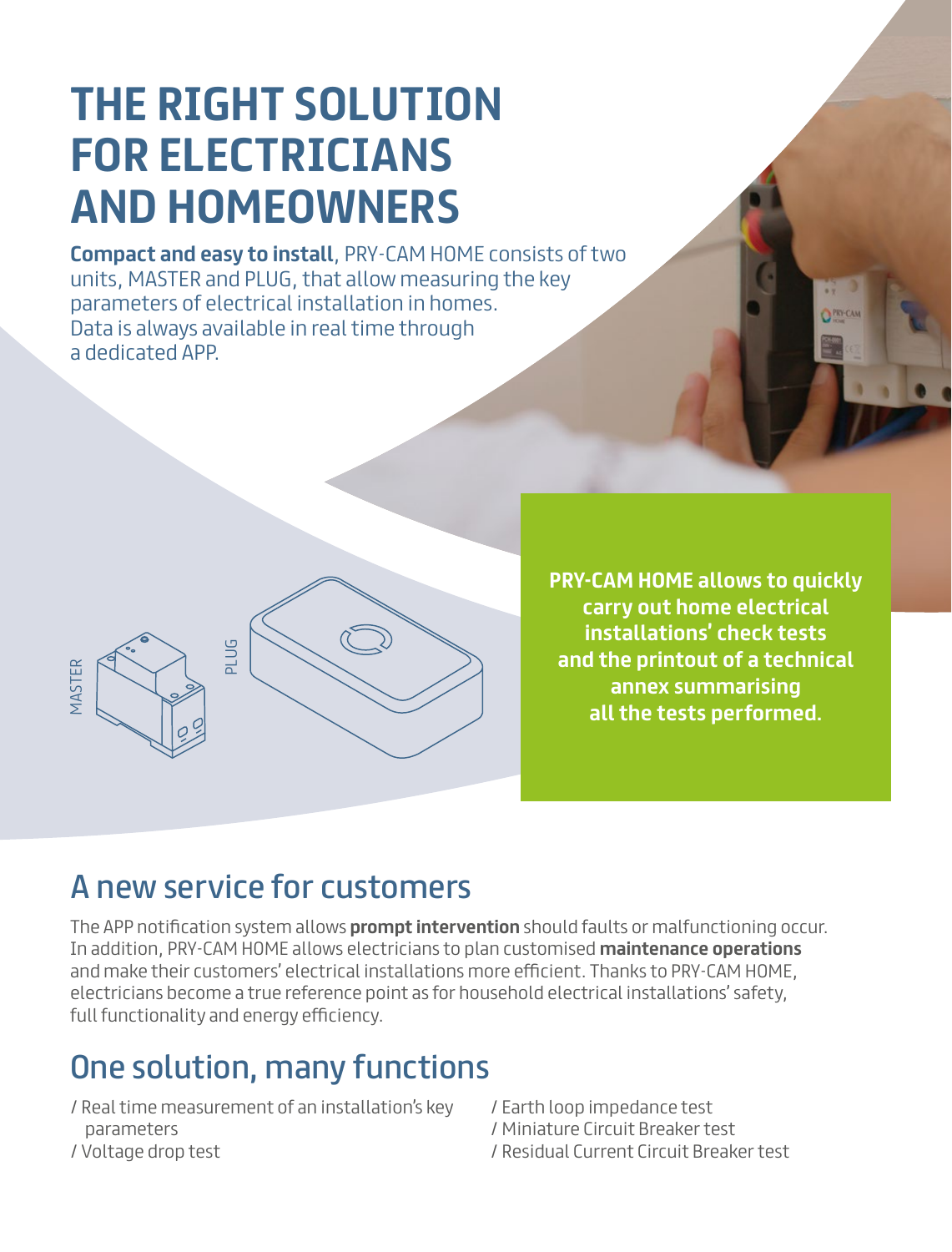# THE RIGHT SOLUTION FOR ELECTRICIANS AND HOMEOWNERS

**Compact and easy to install**, PRY-CAM HOME consists of two units, MASTER and PLUG, that allow measuring the key parameters of electrical installation in homes. Data is always available in real time through a dedicated APP.

MASTER

PLUG

**PRY-CAM HOME allows to quickly carry out home electrical installations' check tests and the printout of a technical annex summarising all the tests performed.**

## A new service for customers

The APP notification system allows **prompt intervention** should faults or malfunctioning occur. In addition, PRY-CAM HOME allows electricians to plan customised **maintenance operations** and make their customers' electrical installations more efficient. Thanks to PRY-CAM HOME, electricians become a true reference point as for household electrical installations' safety, full functionality and energy efficiency.

## One solution, many functions

/ Real time measurement of an installation's key parameters
/ Voltage drop test
/ Earth loop impedance test
/ Miniature Circuit Breaker test
/ Residual Current Circuit Breaker test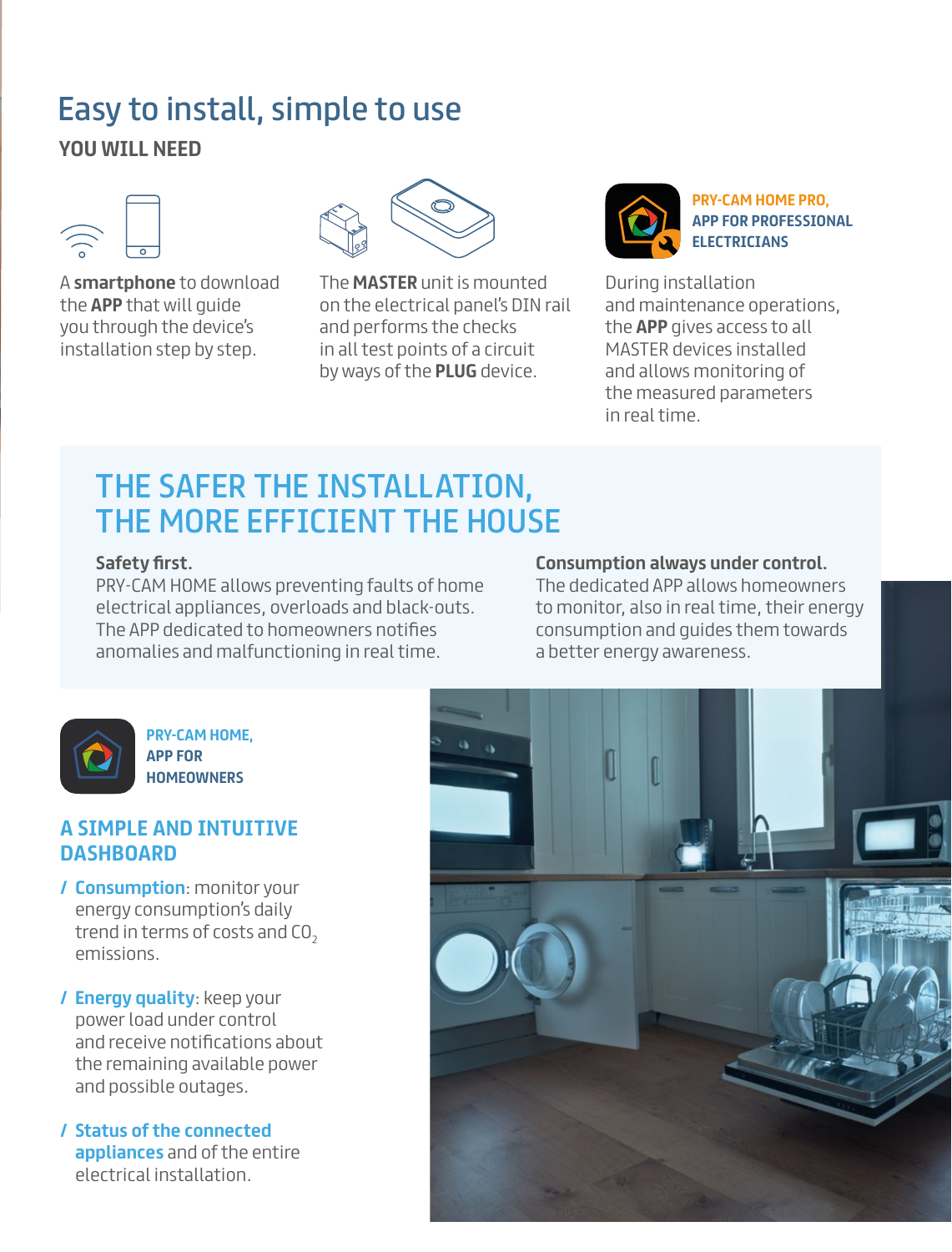# Easy to install, simple to use

## YOU WILL NEED

A **smartphone** to download the **APP** that will guide you through the device's installation step by step.

The **MASTER** unit is mounted on the electrical panel's DIN rail and performs the checks in all test points of a circuit by ways of the **PLUG** device.

**PRY-CAM HOME PRO, APP FOR PROFESSIONAL ELECTRICIANS**

During installation and maintenance operations, the **APP** gives access to all MASTER devices installed and allows monitoring of the measured parameters in real time.

## THE SAFER THE INSTALLATION, THE MORE EFFICIENT THE HOUSE

**Safety first.**
PRY-CAM HOME allows preventing faults of home electrical appliances, overloads and black-outs. The APP dedicated to homeowners notifies anomalies and malfunctioning in real time.

**Consumption always under control.**
The dedicated APP allows homeowners to monitor, also in real time, their energy consumption and guides them towards a better energy awareness.

**PRY-CAM HOME, APP FOR HOMEOWNERS**

### A SIMPLE AND INTUITIVE DASHBOARD

/ **Consumption**: monitor your energy consumption's daily trend in terms of costs and $CO_2$ emissions.

/ **Energy quality**: keep your power load under control and receive notifications about the remaining available power and possible outages.

/ **Status of the connected appliances** and of the entire electrical installation.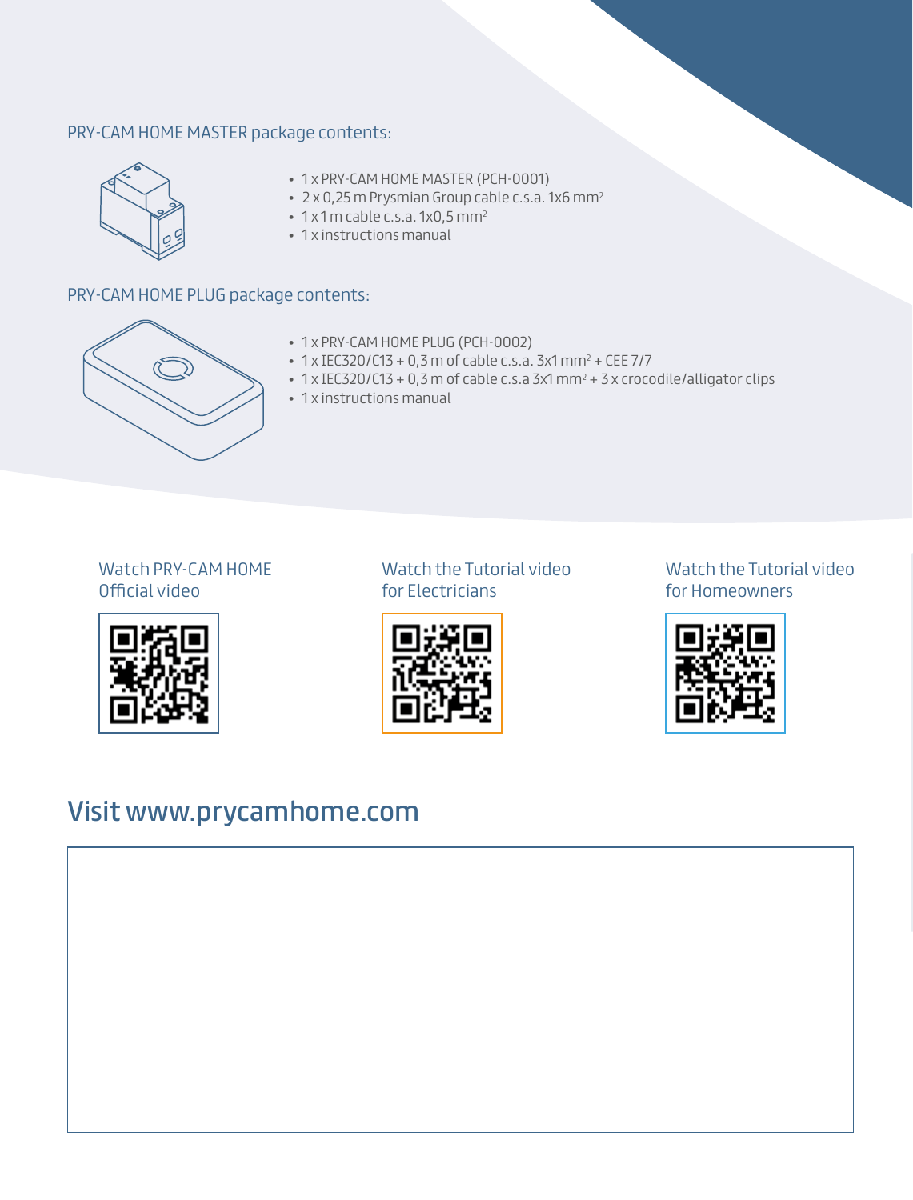PRY-CAM HOME MASTER package contents:

- 1 x PRY-CAM HOME MASTER (PCH-0001)
- 2 x 0,25 m Prysmian Group cable c.s.a. 1x6 $mm^2$
- 1 x 1 m cable c.s.a. 1x0,5 $mm^2$
- 1 x instructions manual

PRY-CAM HOME PLUG package contents:

- 1 x PRY-CAM HOME PLUG (PCH-0002)
- 1 x IEC320/C13 + 0,3 m of cable c.s.a. 3x1 $mm^2$ + CEE 7/7
- 1 x IEC320/C13 + 0,3 m of cable c.s.a 3x1 $mm^2$ + 3 x crocodile/alligator clips
- 1 x instructions manual

Watch PRY-CAM HOME Official video

Watch the Tutorial video for Electricians

Watch the Tutorial video for Homeowners

## Visit www.prycamhome.com